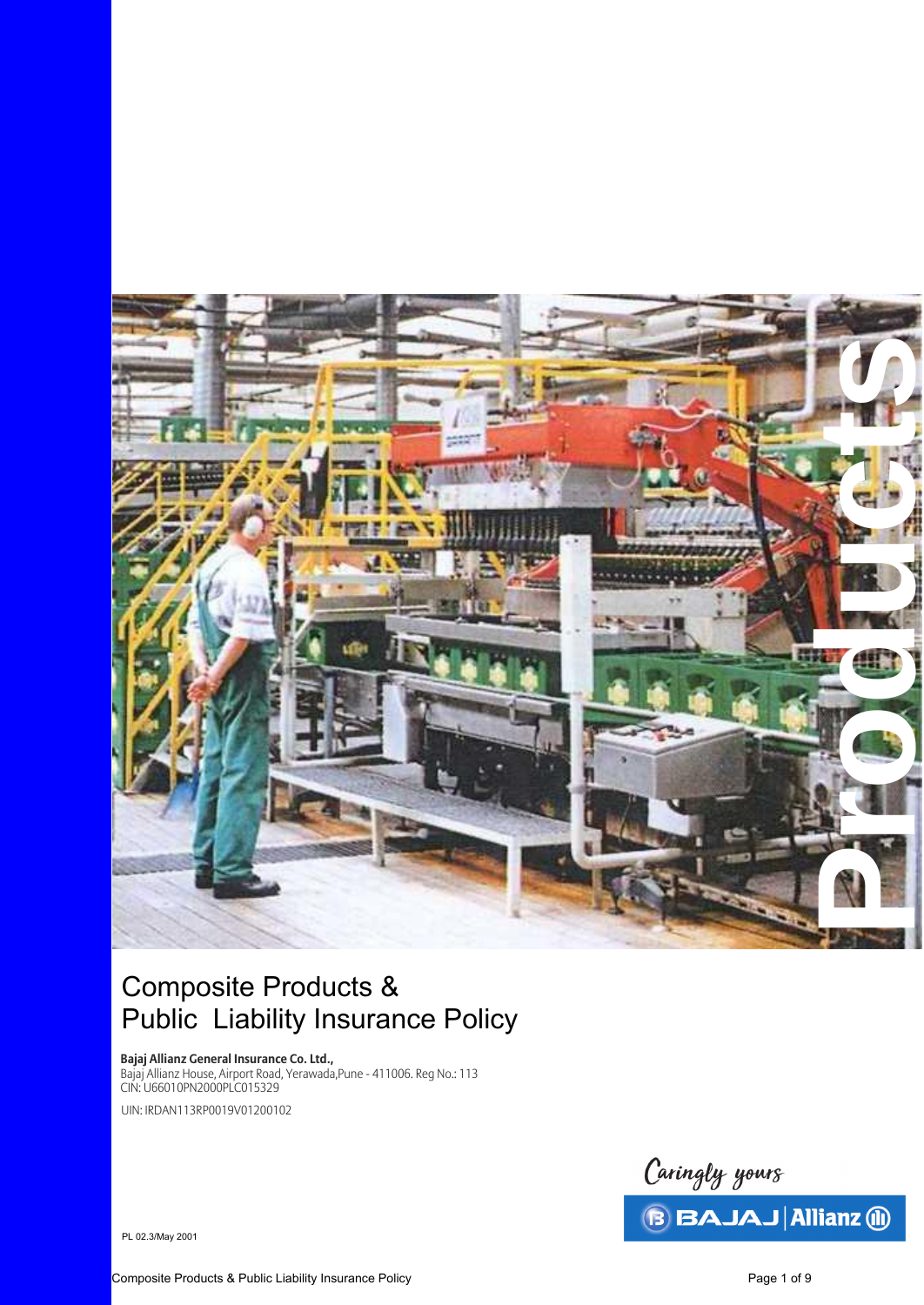# Composite Products & Public Liability Insurance Policy

**Bajaj Allianz General Insurance Co. Ltd.,**
Bajaj Allianz House, Airport Road, Yerawada,Pune - 411006. Reg No.: 113
CIN: U66010PN2000PLC015329

UIN: IRDAN113RP0019V01200102

Caringly yours

BAJAJ | Allianz

PL 02.3/May 2001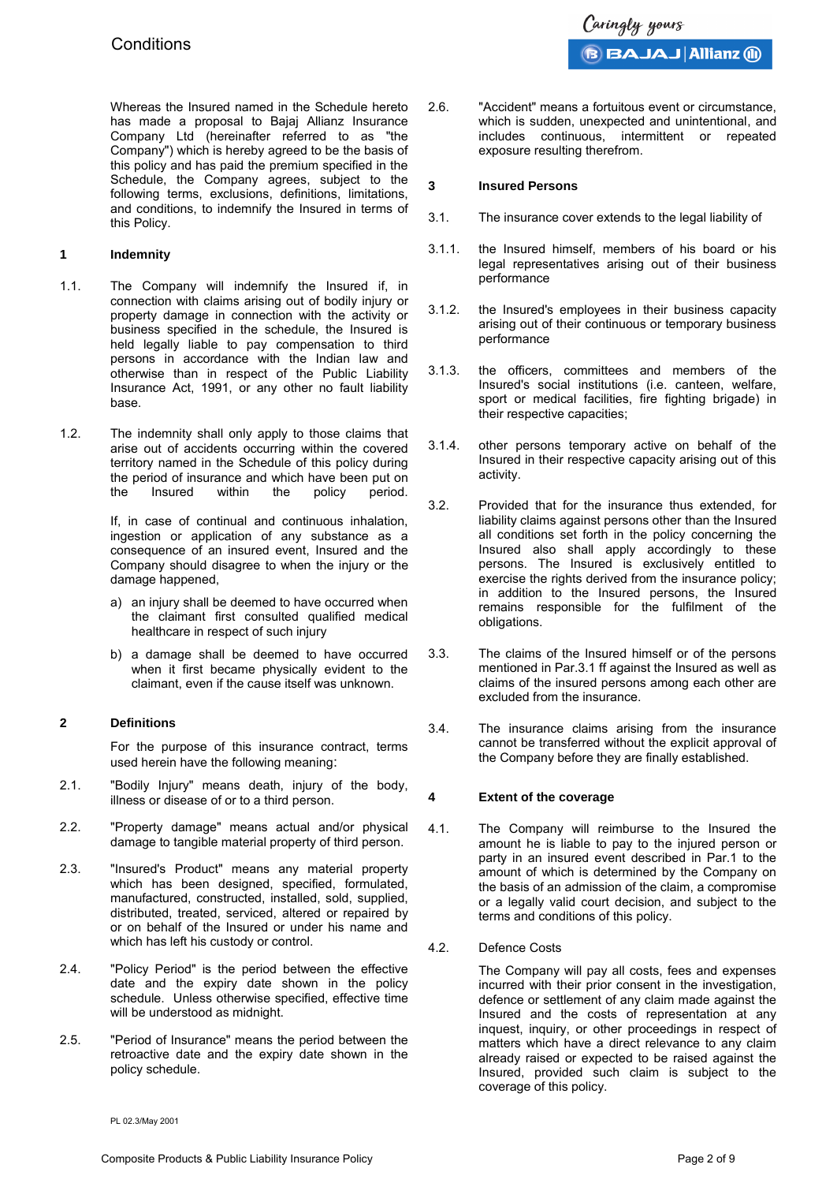Whereas the Insured named in the Schedule hereto has made a proposal to Bajaj Allianz Insurance Company Ltd (hereinafter referred to as "the Company") which is hereby agreed to be the basis of this policy and has paid the premium specified in the Schedule, the Company agrees, subject to the following terms, exclusions, definitions, limitations, and conditions, to indemnify the Insured in terms of this Policy.

## 1 Indemnity

1.1. The Company will indemnify the Insured if, in connection with claims arising out of bodily injury or property damage in connection with the activity or business specified in the schedule, the Insured is held legally liable to pay compensation to third persons in accordance with the Indian law and otherwise than in respect of the Public Liability Insurance Act, 1991, or any other no fault liability base.

1.2. The indemnity shall only apply to those claims that arise out of accidents occurring within the covered territory named in the Schedule of this policy during the period of insurance and which have been put on the Insured within the policy period.

If, in case of continual and continuous inhalation, ingestion or application of any substance as a consequence of an insured event, Insured and the Company should disagree to when the injury or the damage happened,

a) an injury shall be deemed to have occurred when the claimant first consulted qualified medical healthcare in respect of such injury

b) a damage shall be deemed to have occurred when it first became physically evident to the claimant, even if the cause itself was unknown.

## 2 Definitions

For the purpose of this insurance contract, terms used herein have the following meaning:

2.1. "Bodily Injury" means death, injury of the body, illness or disease of or to a third person.

2.2. "Property damage" means actual and/or physical damage to tangible material property of third person.

2.3. "Insured's Product" means any material property which has been designed, specified, formulated, manufactured, constructed, installed, sold, supplied, distributed, treated, serviced, altered or repaired by or on behalf of the Insured or under his name and which has left his custody or control.

2.4. "Policy Period" is the period between the effective date and the expiry date shown in the policy schedule. Unless otherwise specified, effective time will be understood as midnight.

2.5. "Period of Insurance" means the period between the retroactive date and the expiry date shown in the policy schedule.

2.6. "Accident" means a fortuitous event or circumstance, which is sudden, unexpected and unintentional, and includes continuous, intermittent or repeated exposure resulting therefrom.

## 3 Insured Persons

3.1. The insurance cover extends to the legal liability of

3.1.1. the Insured himself, members of his board or his legal representatives arising out of their business performance

3.1.2. the Insured's employees in their business capacity arising out of their continuous or temporary business performance

3.1.3. the officers, committees and members of the Insured's social institutions (i.e. canteen, welfare, sport or medical facilities, fire fighting brigade) in their respective capacities;

3.1.4. other persons temporary active on behalf of the Insured in their respective capacity arising out of this activity.

3.2. Provided that for the insurance thus extended, for liability claims against persons other than the Insured all conditions set forth in the policy concerning the Insured also shall apply accordingly to these persons. The Insured is exclusively entitled to exercise the rights derived from the insurance policy; in addition to the Insured persons, the Insured remains responsible for the fulfilment of the obligations.

3.3. The claims of the Insured himself or of the persons mentioned in Par.3.1 ff against the Insured as well as claims of the insured persons among each other are excluded from the insurance.

3.4. The insurance claims arising from the insurance cannot be transferred without the explicit approval of the Company before they are finally established.

## 4 Extent of the coverage

4.1. The Company will reimburse to the Insured the amount he is liable to pay to the injured person or party in an insured event described in Par.1 to the amount of which is determined by the Company on the basis of an admission of the claim, a compromise or a legally valid court decision, and subject to the terms and conditions of this policy.

4.2. Defence Costs

The Company will pay all costs, fees and expenses incurred with their prior consent in the investigation, defence or settlement of any claim made against the Insured and the costs of representation at any inquest, inquiry, or other proceedings in respect of matters which have a direct relevance to any claim already raised or expected to be raised against the Insured, provided such claim is subject to the coverage of this policy.

PL 02.3/May 2001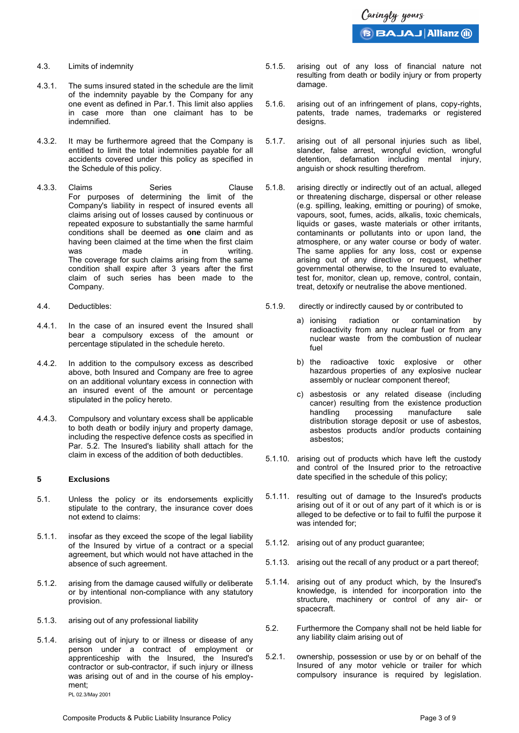4.3. Limits of indemnity

4.3.1. The sums insured stated in the schedule are the limit of the indemnity payable by the Company for any one event as defined in Par.1. This limit also applies in case more than one claimant has to be indemnified.

4.3.2. It may be furthermore agreed that the Company is entitled to limit the total indemnities payable for all accidents covered under this policy as specified in the Schedule of this policy.

4.3.3. Claims Series Clause
For purposes of determining the limit of the Company's liability in respect of insured events all claims arising out of losses caused by continuous or repeated exposure to substantially the same harmful conditions shall be deemed as **one** claim and as having been claimed at the time when the first claim was made in writing.
The coverage for such claims arising from the same condition shall expire after 3 years after the first claim of such series has been made to the Company.

4.4. Deductibles:

4.4.1. In the case of an insured event the Insured shall bear a compulsory excess of the amount or percentage stipulated in the schedule hereto.

4.4.2. In addition to the compulsory excess as described above, both Insured and Company are free to agree on an additional voluntary excess in connection with an insured event of the amount or percentage stipulated in the policy hereto.

4.4.3. Compulsory and voluntary excess shall be applicable to both death or bodily injury and property damage, including the respective defence costs as specified in Par. 5.2. The Insured's liability shall attach for the claim in excess of the addition of both deductibles.

## 5 Exclusions

5.1. Unless the policy or its endorsements explicitly stipulate to the contrary, the insurance cover does not extend to claims:

5.1.1. insofar as they exceed the scope of the legal liability of the Insured by virtue of a contract or a special agreement, but which would not have attached in the absence of such agreement.

5.1.2. arising from the damage caused wilfully or deliberate or by intentional non-compliance with any statutory provision.

5.1.3. arising out of any professional liability

5.1.4. arising out of injury to or illness or disease of any person under a contract of employment or apprenticeship with the Insured, the Insured's contractor or sub-contractor, if such injury or illness was arising out of and in the course of his employment;

PL 02.3/May 2001

5.1.5. arising out of any loss of financial nature not resulting from death or bodily injury or from property damage.

5.1.6. arising out of an infringement of plans, copy-rights, patents, trade names, trademarks or registered designs.

5.1.7. arising out of all personal injuries such as libel, slander, false arrest, wrongful eviction, wrongful detention, defamation including mental injury, anguish or shock resulting therefrom.

5.1.8. arising directly or indirectly out of an actual, alleged or threatening discharge, dispersal or other release (e.g. spilling, leaking, emitting or pouring) of smoke, vapours, soot, fumes, acids, alkalis, toxic chemicals, liquids or gases, waste materials or other irritants, contaminants or pollutants into or upon land, the atmosphere, or any water course or body of water. The same applies for any loss, cost or expense arising out of any directive or request, whether governmental otherwise, to the Insured to evaluate, test for, monitor, clean up, remove, control, contain, treat, detoxify or neutralise the above mentioned.

5.1.9. directly or indirectly caused by or contributed to

a) ionising radiation or contamination by radioactivity from any nuclear fuel or from any nuclear waste from the combustion of nuclear fuel

b) the radioactive toxic explosive or other hazardous properties of any explosive nuclear assembly or nuclear component thereof;

c) asbestosis or any related disease (including cancer) resulting from the existence production handling processing manufacture sale distribution storage deposit or use of asbestos, asbestos products and/or products containing asbestos;

5.1.10. arising out of products which have left the custody and control of the Insured prior to the retroactive date specified in the schedule of this policy;

5.1.11. resulting out of damage to the Insured's products arising out of it or out of any part of it which is or is alleged to be defective or to fail to fulfil the purpose it was intended for;

5.1.12. arising out of any product guarantee;

5.1.13. arising out the recall of any product or a part thereof;

5.1.14. arising out of any product which, by the Insured's knowledge, is intended for incorporation into the structure, machinery or control of any air- or spacecraft.

5.2. Furthermore the Company shall not be held liable for any liability claim arising out of

5.2.1. ownership, possession or use by or on behalf of the Insured of any motor vehicle or trailer for which compulsory insurance is required by legislation.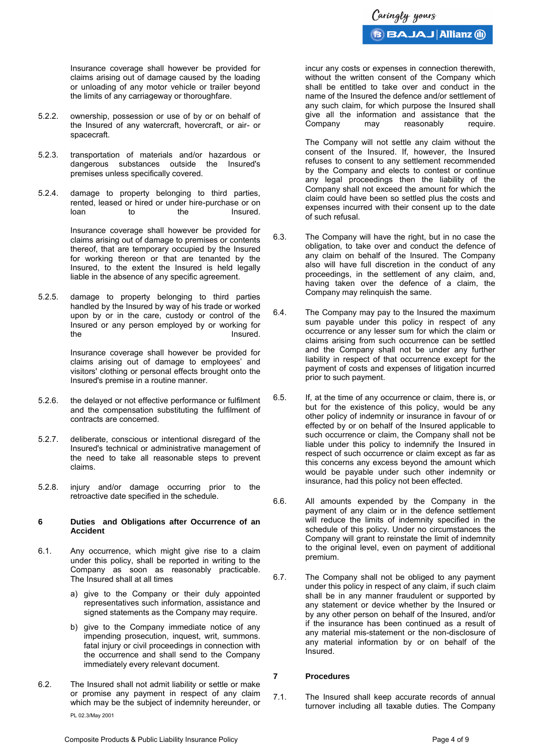Insurance coverage shall however be provided for claims arising out of damage caused by the loading or unloading of any motor vehicle or trailer beyond the limits of any carriageway or thoroughfare.

5.2.2. ownership, possession or use of by or on behalf of the Insured of any watercraft, hovercraft, or air- or spacecraft.

5.2.3. transportation of materials and/or hazardous or dangerous substances outside the Insured's premises unless specifically covered.

5.2.4. damage to property belonging to third parties, rented, leased or hired or under hire-purchase or on loan to the Insured.

Insurance coverage shall however be provided for claims arising out of damage to premises or contents thereof, that are temporary occupied by the Insured for working thereon or that are tenanted by the Insured, to the extent the Insured is held legally liable in the absence of any specific agreement.

5.2.5. damage to property belonging to third parties handled by the Insured by way of his trade or worked upon by or in the care, custody or control of the Insured or any person employed by or working for the Insured.

Insurance coverage shall however be provided for claims arising out of damage to employees' and visitors' clothing or personal effects brought onto the Insured's premise in a routine manner.

5.2.6. the delayed or not effective performance or fulfilment and the compensation substituting the fulfilment of contracts are concerned.

5.2.7. deliberate, conscious or intentional disregard of the Insured's technical or administrative management of the need to take all reasonable steps to prevent claims.

5.2.8. injury and/or damage occurring prior to the retroactive date specified in the schedule.

## 6 Duties and Obligations after Occurrence of an Accident

6.1. Any occurrence, which might give rise to a claim under this policy, shall be reported in writing to the Company as soon as reasonably practicable. The Insured shall at all times

a) give to the Company or their duly appointed representatives such information, assistance and signed statements as the Company may require.

b) give to the Company immediate notice of any impending prosecution, inquest, writ, summons. fatal injury or civil proceedings in connection with the occurrence and shall send to the Company immediately every relevant document.

6.2. The Insured shall not admit liability or settle or make or promise any payment in respect of any claim which may be the subject of indemnity hereunder, or incur any costs or expenses in connection therewith, without the written consent of the Company which shall be entitled to take over and conduct in the name of the Insured the defence and/or settlement of any such claim, for which purpose the Insured shall give all the information and assistance that the Company may reasonably require.

The Company will not settle any claim without the consent of the Insured. If, however, the Insured refuses to consent to any settlement recommended by the Company and elects to contest or continue any legal proceedings then the liability of the Company shall not exceed the amount for which the claim could have been so settled plus the costs and expenses incurred with their consent up to the date of such refusal.

6.3. The Company will have the right, but in no case the obligation, to take over and conduct the defence of any claim on behalf of the Insured. The Company also will have full discretion in the conduct of any proceedings, in the settlement of any claim, and, having taken over the defence of a claim, the Company may relinquish the same.

6.4. The Company may pay to the Insured the maximum sum payable under this policy in respect of any occurrence or any lesser sum for which the claim or claims arising from such occurrence can be settled and the Company shall not be under any further liability in respect of that occurrence except for the payment of costs and expenses of litigation incurred prior to such payment.

6.5. If, at the time of any occurrence or claim, there is, or but for the existence of this policy, would be any other policy of indemnity or insurance in favour of or effected by or on behalf of the Insured applicable to such occurrence or claim, the Company shall not be liable under this policy to indemnify the Insured in respect of such occurrence or claim except as far as this concerns any excess beyond the amount which would be payable under such other indemnity or insurance, had this policy not been effected.

6.6. All amounts expended by the Company in the payment of any claim or in the defence settlement will reduce the limits of indemnity specified in the schedule of this policy. Under no circumstances the Company will grant to reinstate the limit of indemnity to the original level, even on payment of additional premium.

6.7. The Company shall not be obliged to any payment under this policy in respect of any claim, if such claim shall be in any manner fraudulent or supported by any statement or device whether by the Insured or by any other person on behalf of the Insured, and/or if the insurance has been continued as a result of any material mis-statement or the non-disclosure of any material information by or on behalf of the Insured.

## 7 Procedures

7.1. The Insured shall keep accurate records of annual turnover including all taxable duties. The Company

PL 02.3/May 2001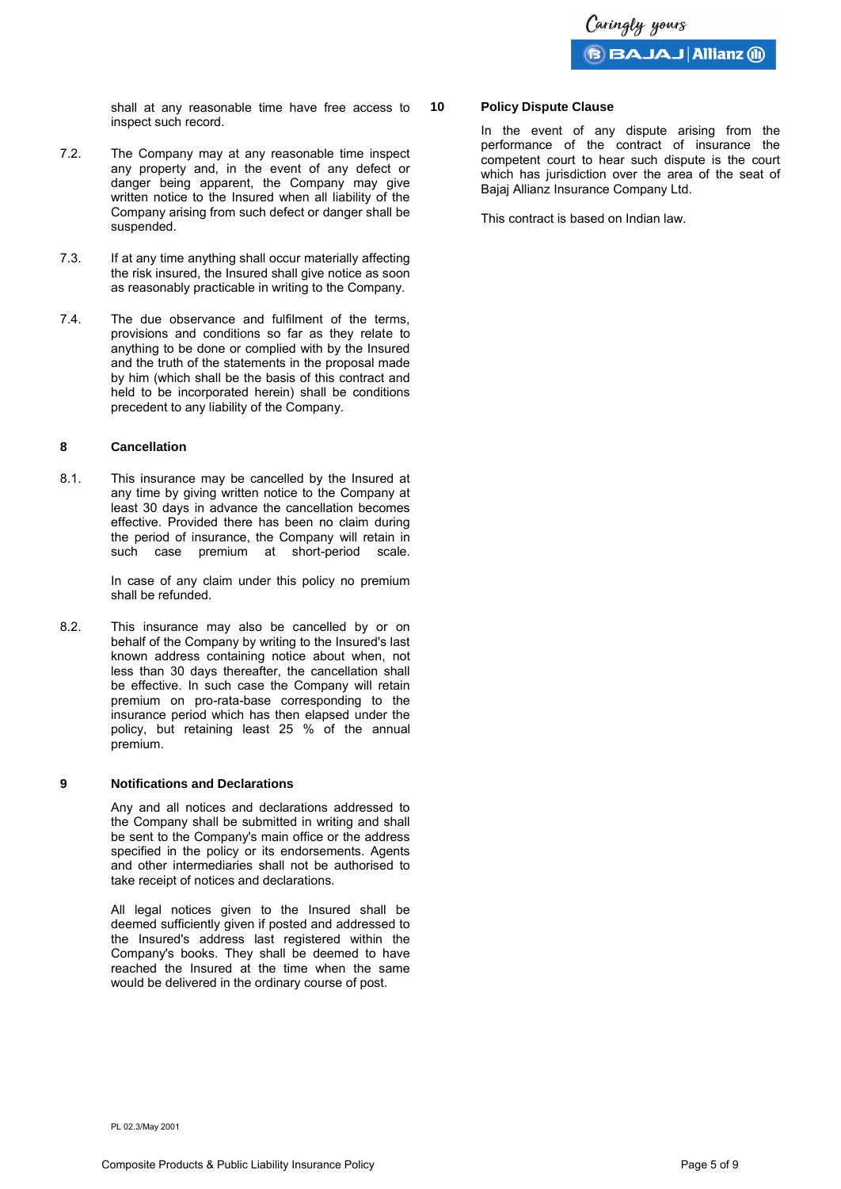shall at any reasonable time have free access to inspect such record.

7.2. The Company may at any reasonable time inspect any property and, in the event of any defect or danger being apparent, the Company may give written notice to the Insured when all liability of the Company arising from such defect or danger shall be suspended.

7.3. If at any time anything shall occur materially affecting the risk insured, the Insured shall give notice as soon as reasonably practicable in writing to the Company.

7.4. The due observance and fulfilment of the terms, provisions and conditions so far as they relate to anything to be done or complied with by the Insured and the truth of the statements in the proposal made by him (which shall be the basis of this contract and held to be incorporated herein) shall be conditions precedent to any liability of the Company.

## 8 Cancellation

8.1. This insurance may be cancelled by the Insured at any time by giving written notice to the Company at least 30 days in advance the cancellation becomes effective. Provided there has been no claim during the period of insurance, the Company will retain in such case premium at short-period scale.

In case of any claim under this policy no premium shall be refunded.

8.2. This insurance may also be cancelled by or on behalf of the Company by writing to the Insured's last known address containing notice about when, not less than 30 days thereafter, the cancellation shall be effective. In such case the Company will retain premium on pro-rata-base corresponding to the insurance period which has then elapsed under the policy, but retaining least 25 % of the annual premium.

## 9 Notifications and Declarations

Any and all notices and declarations addressed to the Company shall be submitted in writing and shall be sent to the Company's main office or the address specified in the policy or its endorsements. Agents and other intermediaries shall not be authorised to take receipt of notices and declarations.

All legal notices given to the Insured shall be deemed sufficiently given if posted and addressed to the Insured's address last registered within the Company's books. They shall be deemed to have reached the Insured at the time when the same would be delivered in the ordinary course of post.

PL 02.3/May 2001

## 10 Policy Dispute Clause

In the event of any dispute arising from the performance of the contract of insurance the competent court to hear such dispute is the court which has jurisdiction over the area of the seat of Bajaj Allianz Insurance Company Ltd.

This contract is based on Indian law.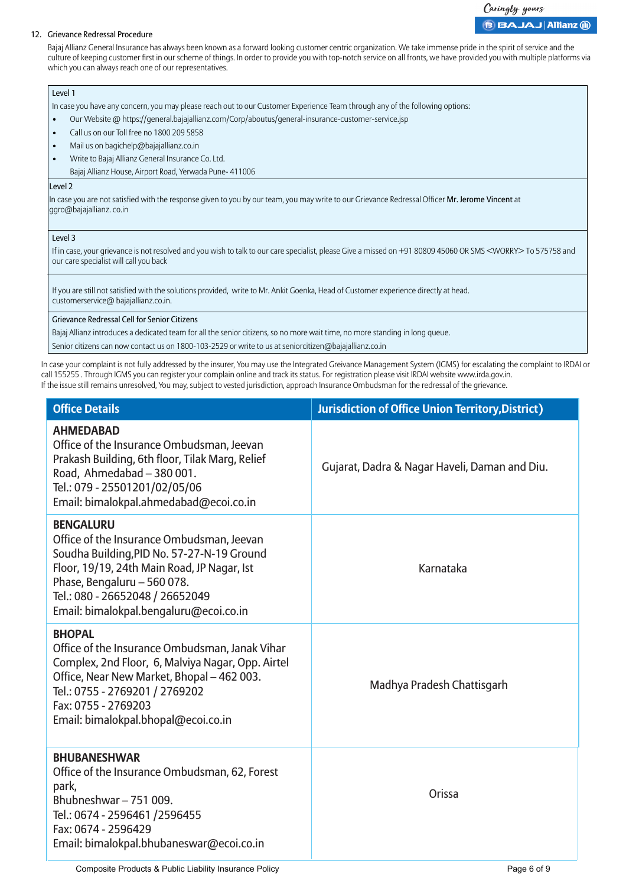12. Grievance Redressal Procedure

Bajaj Allianz General Insurance has always been known as a forward looking customer centric organization. We take immense pride in the spirit of service and the culture of keeping customer first in our scheme of things. In order to provide you with top-notch service on all fronts, we have provided you with multiple platforms via which you can always reach one of our representatives.

**Level 1**

In case you have any concern, you may please reach out to our Customer Experience Team through any of the following options:

- Our Website @ https://general.bajajallianz.com/Corp/aboutus/general-insurance-customer-service.jsp
- Call us on our Toll free no 1800 209 5858
- Mail us on bagichelp@bajajallianz.co.in
- Write to Bajaj Allianz General Insurance Co. Ltd.
  Bajaj Allianz House, Airport Road, Yerwada Pune- 411006

**Level 2**

In case you are not satisfied with the response given to you by our team, you may write to our Grievance Redressal Officer **Mr. Jerome Vincent** at ggro@bajajallianz. co.in

**Level 3**

If in case, your grievance is not resolved and you wish to talk to our care specialist, please Give a missed on +91 80809 45060 OR SMS <WORRY> To 575758 and our care specialist will call you back

If you are still not satisfied with the solutions provided, write to Mr. Ankit Goenka, Head of Customer experience directly at head. customerservice@ bajajallianz.co.in.

**Grievance Redressal Cell for Senior Citizens**

Bajaj Allianz introduces a dedicated team for all the senior citizens, so no more wait time, no more standing in long queue.

Senior citizens can now contact us on 1800-103-2529 or write to us at seniorcitizen@bajajallianz.co.in

In case your complaint is not fully addressed by the insurer, You may use the Integrated Greivance Management System (IGMS) for escalating the complaint to IRDAI or call 155255 . Through IGMS you can register your complain online and track its status. For registration please visit IRDAI website www.irda.gov.in.
If the issue still remains unresolved, You may, subject to vested jurisdiction, approach Insurance Ombudsman for the redressal of the grievance.

| Office Details | Jurisdiction of Office Union Territory,District) |
|---|---|
| **AHMEDABAD**<br>Office of the Insurance Ombudsman, Jeevan Prakash Building, 6th floor, Tilak Marg, Relief Road, Ahmedabad – 380 001.<br>Tel.: 079 - 25501201/02/05/06<br>Email: bimalokpal.ahmedabad@ecoi.co.in | Gujarat, Dadra & Nagar Haveli, Daman and Diu. |
| **BENGALURU**<br>Office of the Insurance Ombudsman, Jeevan Soudha Building,PID No. 57-27-N-19 Ground Floor, 19/19, 24th Main Road, JP Nagar, Ist Phase, Bengaluru – 560 078.<br>Tel.: 080 - 26652048 / 26652049<br>Email: bimalokpal.bengaluru@ecoi.co.in | Karnataka |
| **BHOPAL**<br>Office of the Insurance Ombudsman, Janak Vihar Complex, 2nd Floor, 6, Malviya Nagar, Opp. Airtel Office, Near New Market, Bhopal – 462 003.<br>Tel.: 0755 - 2769201 / 2769202<br>Fax: 0755 - 2769203<br>Email: bimalokpal.bhopal@ecoi.co.in | Madhya Pradesh Chattisgarh |
| **BHUBANESHWAR**<br>Office of the Insurance Ombudsman, 62, Forest park,<br>Bhubneshwar – 751 009.<br>Tel.: 0674 - 2596461 /2596455<br>Fax: 0674 - 2596429<br>Email: bimalokpal.bhubaneswar@ecoi.co.in | Orissa |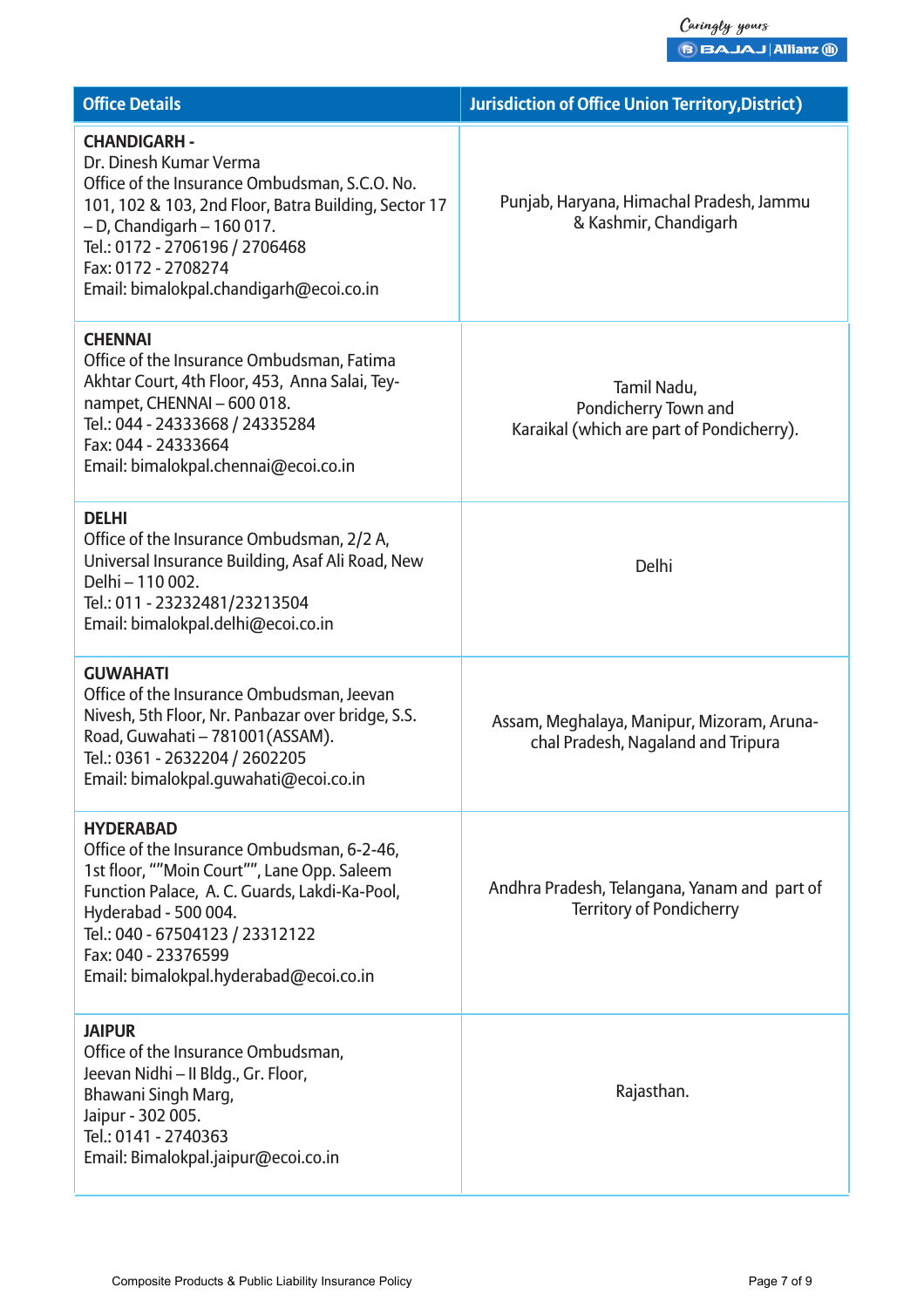| Office Details | Jurisdiction of Office Union Territory,District) |
|---|---|
| **CHANDIGARH -**<br>Dr. Dinesh Kumar Verma<br>Office of the Insurance Ombudsman, S.C.O. No. 101, 102 & 103, 2nd Floor, Batra Building, Sector 17 – D, Chandigarh – 160 017.<br>Tel.: 0172 - 2706196 / 2706468<br>Fax: 0172 - 2708274<br>Email: bimalokpal.chandigarh@ecoi.co.in | Punjab, Haryana, Himachal Pradesh, Jammu & Kashmir, Chandigarh |
| **CHENNAI**<br>Office of the Insurance Ombudsman, Fatima Akhtar Court, 4th Floor, 453, Anna Salai, Teynampet, CHENNAI – 600 018.<br>Tel.: 044 - 24333668 / 24335284<br>Fax: 044 - 24333664<br>Email: bimalokpal.chennai@ecoi.co.in | Tamil Nadu,<br>Pondicherry Town and<br>Karaikal (which are part of Pondicherry). |
| **DELHI**<br>Office of the Insurance Ombudsman, 2/2 A, Universal Insurance Building, Asaf Ali Road, New Delhi – 110 002.<br>Tel.: 011 - 23232481/23213504<br>Email: bimalokpal.delhi@ecoi.co.in | Delhi |
| **GUWAHATI**<br>Office of the Insurance Ombudsman, Jeevan Nivesh, 5th Floor, Nr. Panbazar over bridge, S.S. Road, Guwahati – 781001(ASSAM).<br>Tel.: 0361 - 2632204 / 2602205<br>Email: bimalokpal.guwahati@ecoi.co.in | Assam, Meghalaya, Manipur, Mizoram, Arunachal Pradesh, Nagaland and Tripura |
| **HYDERABAD**<br>Office of the Insurance Ombudsman, 6-2-46, 1st floor, ""Moin Court"", Lane Opp. Saleem Function Palace, A. C. Guards, Lakdi-Ka-Pool, Hyderabad - 500 004.<br>Tel.: 040 - 67504123 / 23312122<br>Fax: 040 - 23376599<br>Email: bimalokpal.hyderabad@ecoi.co.in | Andhra Pradesh, Telangana, Yanam and part of Territory of Pondicherry |
| **JAIPUR**<br>Office of the Insurance Ombudsman,<br>Jeevan Nidhi – II Bldg., Gr. Floor,<br>Bhawani Singh Marg,<br>Jaipur - 302 005.<br>Tel.: 0141 - 2740363<br>Email: Bimalokpal.jaipur@ecoi.co.in | Rajasthan. |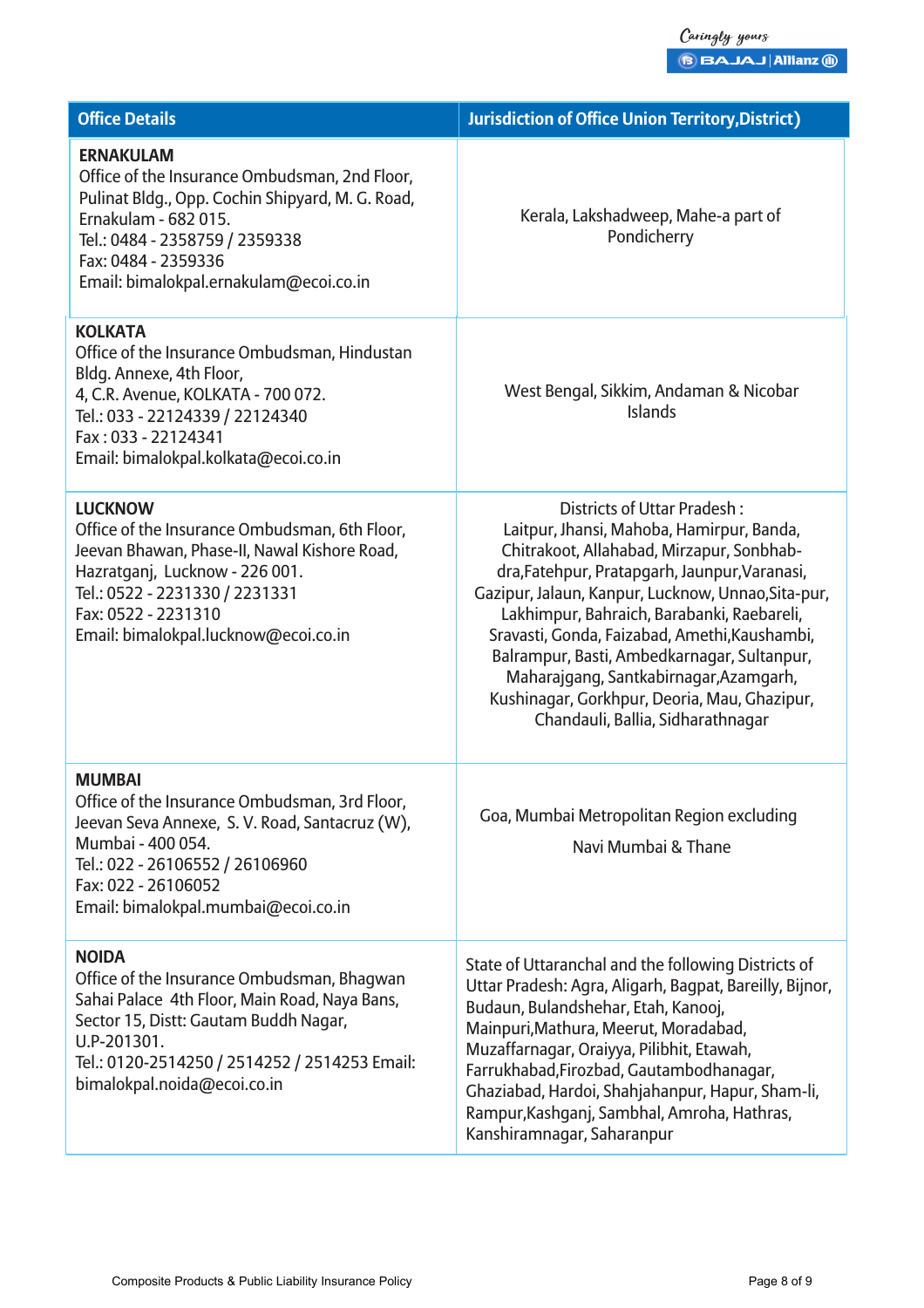| Office Details | Jurisdiction of Office Union Territory,District) |
|---|---|
| **ERNAKULAM**<br>Office of the Insurance Ombudsman, 2nd Floor, Pulinat Bldg., Opp. Cochin Shipyard, M. G. Road, Ernakulam - 682 015.<br>Tel.: 0484 - 2358759 / 2359338<br>Fax: 0484 - 2359336<br>Email: bimalokpal.ernakulam@ecoi.co.in | Kerala, Lakshadweep, Mahe-a part of Pondicherry |
| **KOLKATA**<br>Office of the Insurance Ombudsman, Hindustan Bldg. Annexe, 4th Floor,<br>4, C.R. Avenue, KOLKATA - 700 072.<br>Tel.: 033 - 22124339 / 22124340<br>Fax : 033 - 22124341<br>Email: bimalokpal.kolkata@ecoi.co.in | West Bengal, Sikkim, Andaman & Nicobar Islands |
| **LUCKNOW**<br>Office of the Insurance Ombudsman, 6th Floor, Jeevan Bhawan, Phase-II, Nawal Kishore Road, Hazratganj, Lucknow - 226 001.<br>Tel.: 0522 - 2231330 / 2231331<br>Fax: 0522 - 2231310<br>Email: bimalokpal.lucknow@ecoi.co.in | Districts of Uttar Pradesh :<br>Laitpur, Jhansi, Mahoba, Hamirpur, Banda, Chitrakoot, Allahabad, Mirzapur, Sonbhab-dra,Fatehpur, Pratapgarh, Jaunpur,Varanasi, Gazipur, Jalaun, Kanpur, Lucknow, Unnao,Sita-pur, Lakhimpur, Bahraich, Barabanki, Raebareli, Sravasti, Gonda, Faizabad, Amethi,Kaushambi, Balrampur, Basti, Ambedkarnagar, Sultanpur, Maharajgang, Santkabirnagar,Azamgarh, Kushinagar, Gorkhpur, Deoria, Mau, Ghazipur, Chandauli, Ballia, Sidharathnagar |
| **MUMBAI**<br>Office of the Insurance Ombudsman, 3rd Floor, Jeevan Seva Annexe, S. V. Road, Santacruz (W), Mumbai - 400 054.<br>Tel.: 022 - 26106552 / 26106960<br>Fax: 022 - 26106052<br>Email: bimalokpal.mumbai@ecoi.co.in | Goa, Mumbai Metropolitan Region excluding Navi Mumbai & Thane |
| **NOIDA**<br>Office of the Insurance Ombudsman, Bhagwan Sahai Palace 4th Floor, Main Road, Naya Bans, Sector 15, Distt: Gautam Buddh Nagar, U.P-201301.<br>Tel.: 0120-2514250 / 2514252 / 2514253 Email: bimalokpal.noida@ecoi.co.in | State of Uttaranchal and the following Districts of Uttar Pradesh: Agra, Aligarh, Bagpat, Bareilly, Bijnor, Budaun, Bulandshehar, Etah, Kanooj, Mainpuri,Mathura, Meerut, Moradabad, Muzaffarnagar, Oraiyya, Pilibhit, Etawah, Farrukhabad,Firozbad, Gautambodhanagar, Ghaziabad, Hardoi, Shahjahanpur, Hapur, Sham-li, Rampur,Kashganj, Sambhal, Amroha, Hathras, Kanshiramnagar, Saharanpur |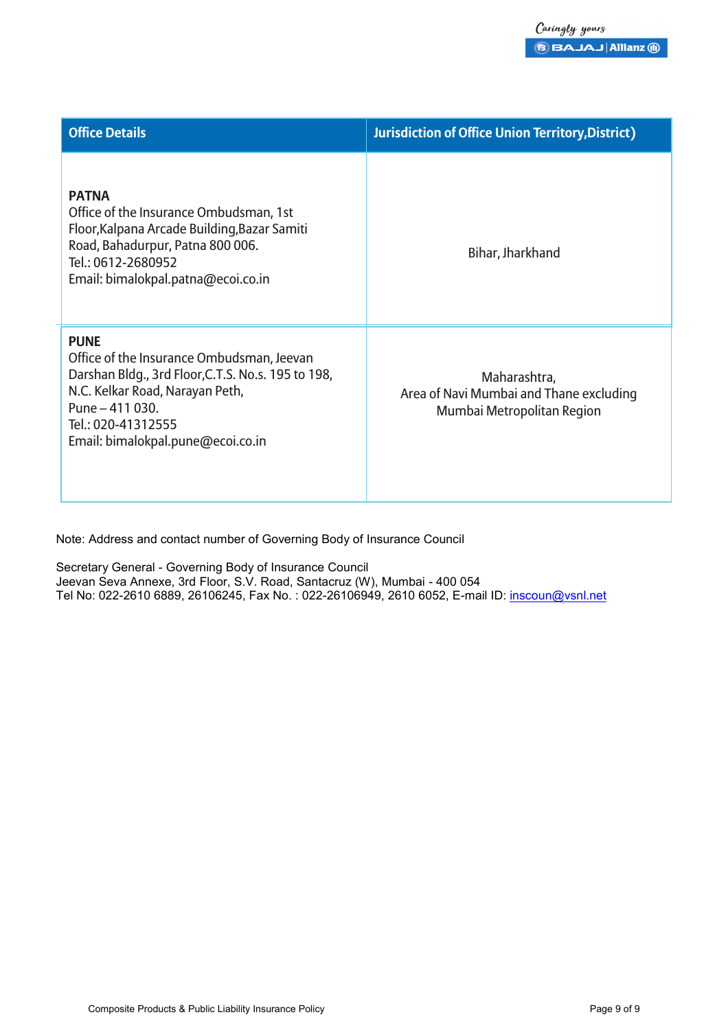| Office Details | Jurisdiction of Office Union Territory,District) |
|---|---|
| **PATNA**<br>Office of the Insurance Ombudsman, 1st Floor,Kalpana Arcade Building,Bazar Samiti Road, Bahadurpur, Patna 800 006.<br>Tel.: 0612-2680952<br>Email: bimalokpal.patna@ecoi.co.in | Bihar, Jharkhand |
| **PUNE**<br>Office of the Insurance Ombudsman, Jeevan Darshan Bldg., 3rd Floor,C.T.S. No.s. 195 to 198, N.C. Kelkar Road, Narayan Peth,<br>Pune – 411 030.<br>Tel.: 020-41312555<br>Email: bimalokpal.pune@ecoi.co.in | Maharashtra,<br>Area of Navi Mumbai and Thane excluding Mumbai Metropolitan Region |

Note: Address and contact number of Governing Body of Insurance Council

Secretary General - Governing Body of Insurance Council
Jeevan Seva Annexe, 3rd Floor, S.V. Road, Santacruz (W), Mumbai - 400 054
Tel No: 022-2610 6889, 26106245, Fax No. : 022-26106949, 2610 6052, E-mail ID: inscoun@vsnl.net